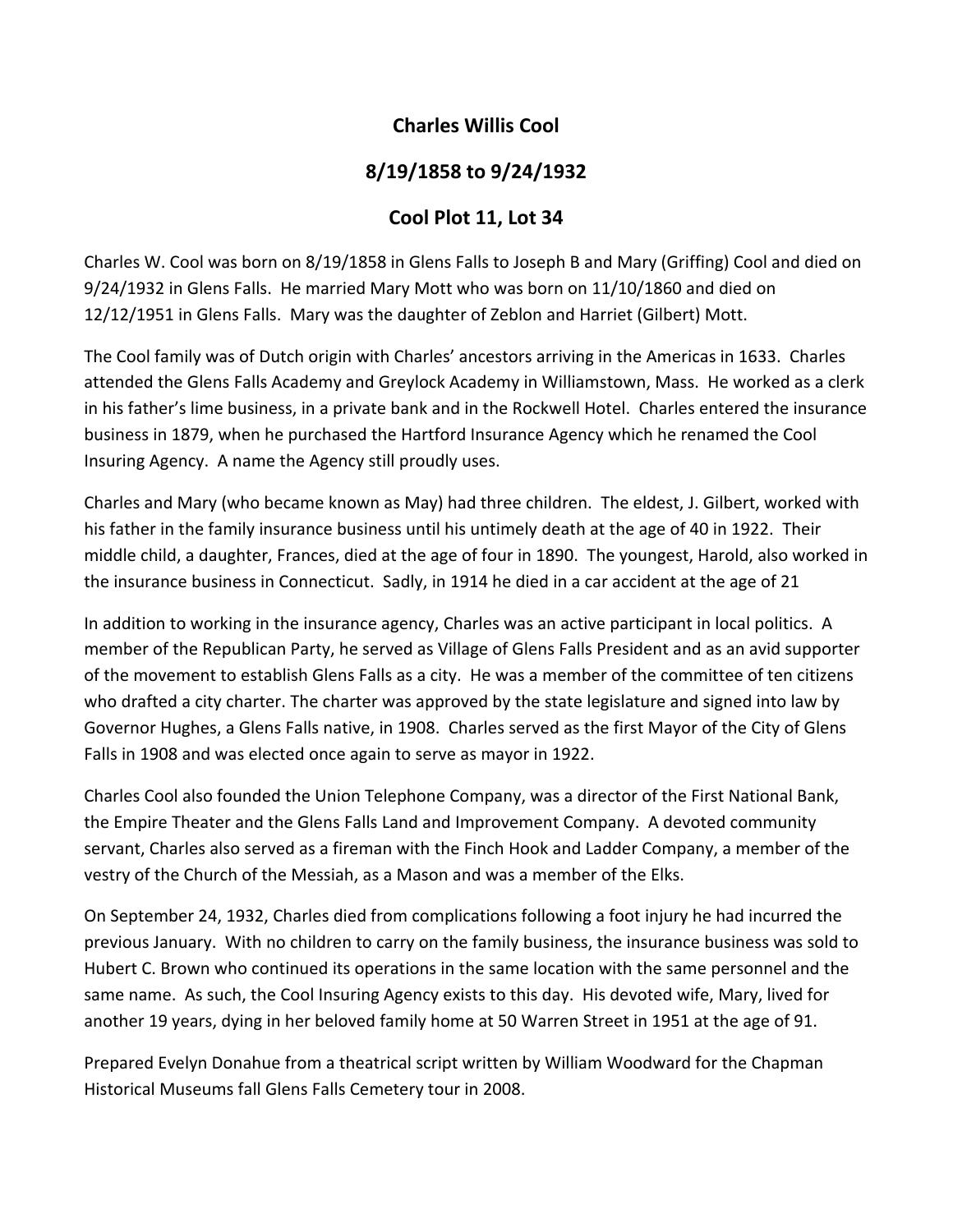# Charles Willis Cool

## 8/19/1858 to 9/24/1932

## Cool Plot 11, Lot 34

Charles W. Cool was born on 8/19/1858 in Glens Falls to Joseph B and Mary (Griffing) Cool and died on 9/24/1932 in Glens Falls. He married Mary Mott who was born on 11/10/1860 and died on 12/12/1951 in Glens Falls. Mary was the daughter of Zeblon and Harriet (Gilbert) Mott.

The Cool family was of Dutch origin with Charles' ancestors arriving in the Americas in 1633. Charles attended the Glens Falls Academy and Greylock Academy in Williamstown, Mass. He worked as a clerk in his father's lime business, in a private bank and in the Rockwell Hotel. Charles entered the insurance business in 1879, when he purchased the Hartford Insurance Agency which he renamed the Cool Insuring Agency. A name the Agency still proudly uses.

Charles and Mary (who became known as May) had three children. The eldest, J. Gilbert, worked with his father in the family insurance business until his untimely death at the age of 40 in 1922. Their middle child, a daughter, Frances, died at the age of four in 1890. The youngest, Harold, also worked in the insurance business in Connecticut. Sadly, in 1914 he died in a car accident at the age of 21

In addition to working in the insurance agency, Charles was an active participant in local politics. A member of the Republican Party, he served as Village of Glens Falls President and as an avid supporter of the movement to establish Glens Falls as a city. He was a member of the committee of ten citizens who drafted a city charter. The charter was approved by the state legislature and signed into law by Governor Hughes, a Glens Falls native, in 1908. Charles served as the first Mayor of the City of Glens Falls in 1908 and was elected once again to serve as mayor in 1922.

Charles Cool also founded the Union Telephone Company, was a director of the First National Bank, the Empire Theater and the Glens Falls Land and Improvement Company. A devoted community servant, Charles also served as a fireman with the Finch Hook and Ladder Company, a member of the vestry of the Church of the Messiah, as a Mason and was a member of the Elks.

On September 24, 1932, Charles died from complications following a foot injury he had incurred the previous January. With no children to carry on the family business, the insurance business was sold to Hubert C. Brown who continued its operations in the same location with the same personnel and the same name. As such, the Cool Insuring Agency exists to this day. His devoted wife, Mary, lived for another 19 years, dying in her beloved family home at 50 Warren Street in 1951 at the age of 91.

Prepared Evelyn Donahue from a theatrical script written by William Woodward for the Chapman Historical Museums fall Glens Falls Cemetery tour in 2008.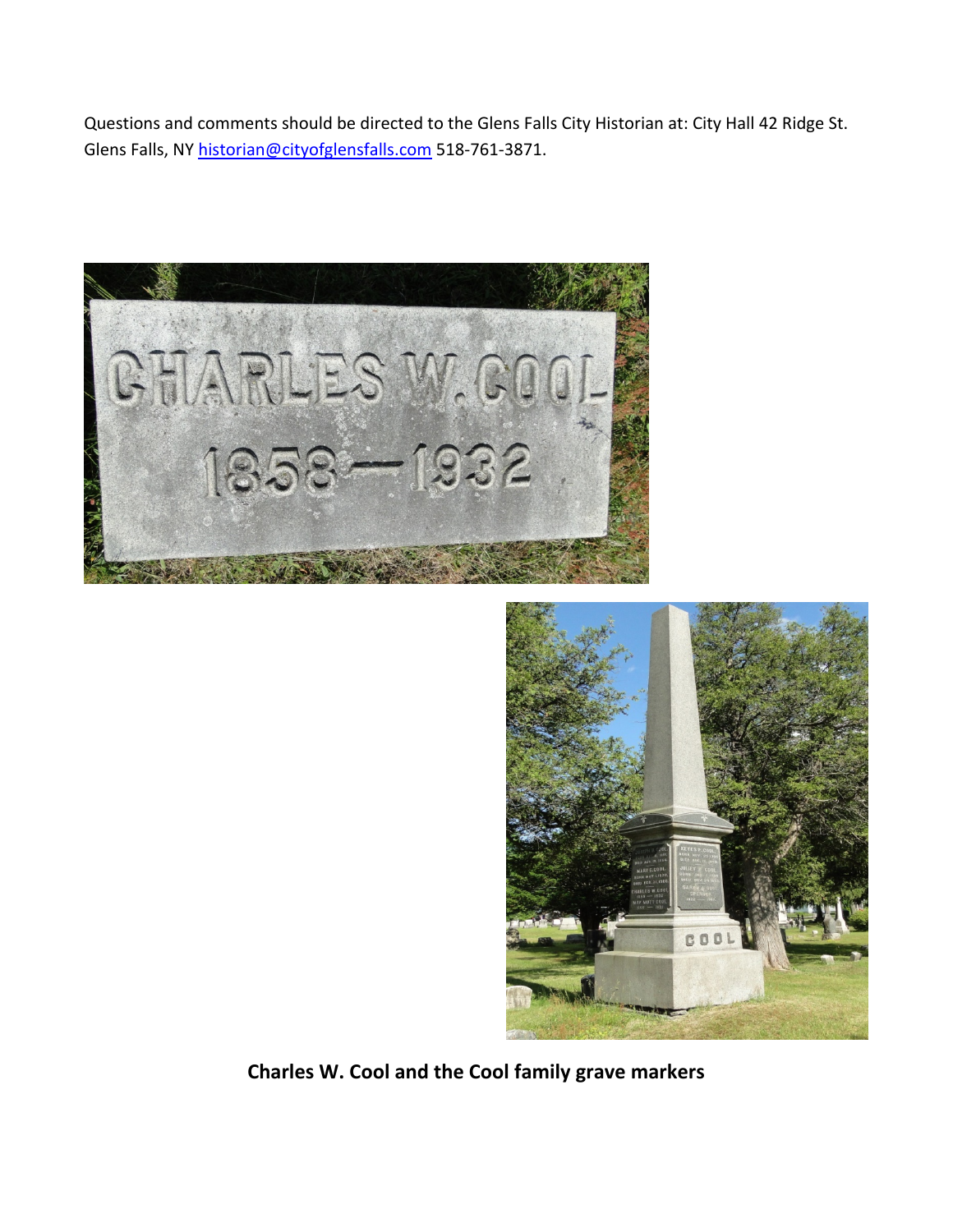Questions and comments should be directed to the Glens Falls City Historian at: City Hall 42 Ridge St. Glens Falls, NY historian@cityofglensfalls.com 518-761-3871.

**Charles W. Cool and the Cool family grave markers**